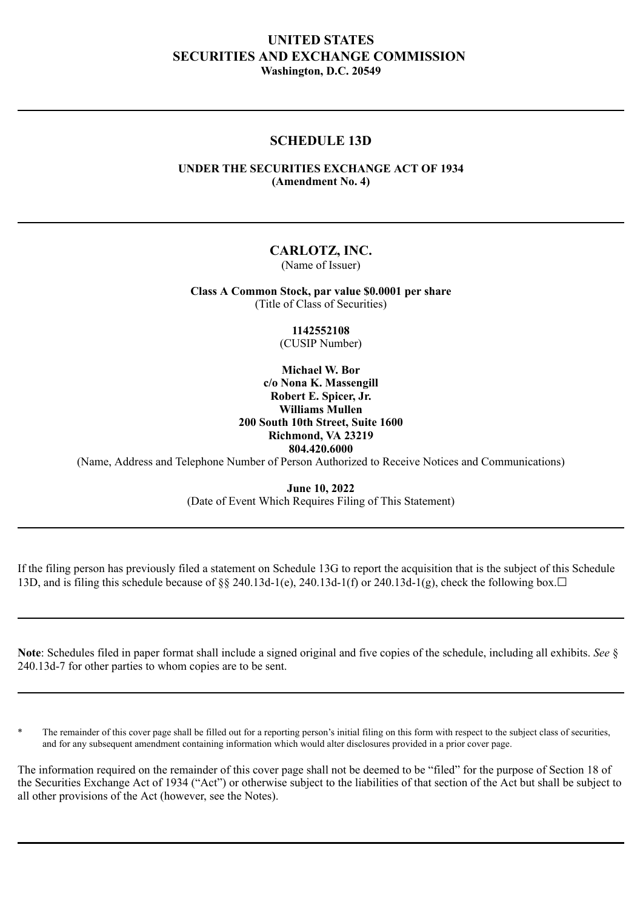# UNITED STATES SECURITIES AND EXCHANGE COMMISSION

**Washington, D.C. 20549**

---

## SCHEDULE 13D

**UNDER THE SECURITIES EXCHANGE ACT OF 1934**
**(Amendment No. 4)**

---

**CARLOTZ, INC.**
(Name of Issuer)

**Class A Common Stock, par value $0.0001 per share**
(Title of Class of Securities)

**1142552108**
(CUSIP Number)

**Michael W. Bor**
**c/o Nona K. Massengill**
**Robert E. Spicer, Jr.**
**Williams Mullen**
**200 South 10th Street, Suite 1600**
**Richmond, VA 23219**
**804.420.6000**
(Name, Address and Telephone Number of Person Authorized to Receive Notices and Communications)

**June 10, 2022**
(Date of Event Which Requires Filing of This Statement)

---

If the filing person has previously filed a statement on Schedule 13G to report the acquisition that is the subject of this Schedule 13D, and is filing this schedule because of §§ 240.13d-1(e), 240.13d-1(f) or 240.13d-1(g), check the following box.☐

---

**Note**: Schedules filed in paper format shall include a signed original and five copies of the schedule, including all exhibits. *See* § 240.13d-7 for other parties to whom copies are to be sent.

---

\* The remainder of this cover page shall be filled out for a reporting person's initial filing on this form with respect to the subject class of securities, and for any subsequent amendment containing information which would alter disclosures provided in a prior cover page.

The information required on the remainder of this cover page shall not be deemed to be "filed" for the purpose of Section 18 of the Securities Exchange Act of 1934 ("Act") or otherwise subject to the liabilities of that section of the Act but shall be subject to all other provisions of the Act (however, see the Notes).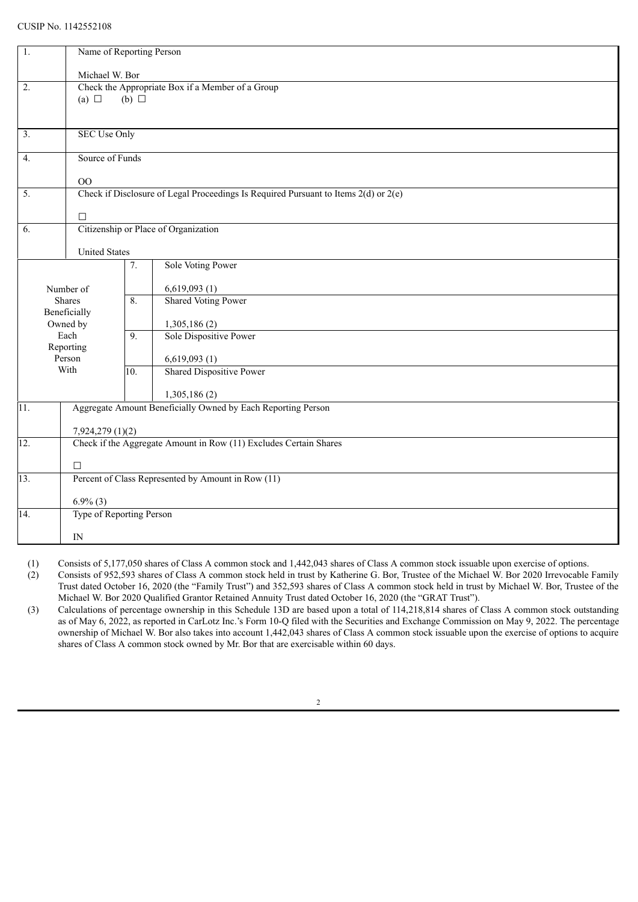CUSIP No. 1142552108

| | | | |
|---|---|---|---|
| 1. | Name of Reporting Person<br><br>Michael W. Bor | | |
| 2. | Check the Appropriate Box if a Member of a Group<br>(a) ☐ (b) ☐ | | |
| 3. | SEC Use Only | | |
| 4. | Source of Funds<br><br>OO | | |
| 5. | Check if Disclosure of Legal Proceedings Is Required Pursuant to Items 2(d) or 2(e)<br><br>☐ | | |
| 6. | Citizenship or Place of Organization<br><br>United States | | |
| Number of Shares Beneficially Owned by Each Reporting Person With | | 7. | Sole Voting Power<br><br>6,619,093 (1) |
| | | 8. | Shared Voting Power<br><br>1,305,186 (2) |
| | | 9. | Sole Dispositive Power<br><br>6,619,093 (1) |
| | | 10. | Shared Dispositive Power<br><br>1,305,186 (2) |
| 11. | Aggregate Amount Beneficially Owned by Each Reporting Person<br><br>7,924,279 (1)(2) | | |
| 12. | Check if the Aggregate Amount in Row (11) Excludes Certain Shares<br><br>☐ | | |
| 13. | Percent of Class Represented by Amount in Row (11)<br><br>6.9% (3) | | |
| 14. | Type of Reporting Person<br><br>IN | | |

(1) Consists of 5,177,050 shares of Class A common stock and 1,442,043 shares of Class A common stock issuable upon exercise of options.

(2) Consists of 952,593 shares of Class A common stock held in trust by Katherine G. Bor, Trustee of the Michael W. Bor 2020 Irrevocable Family Trust dated October 16, 2020 (the "Family Trust") and 352,593 shares of Class A common stock held in trust by Michael W. Bor, Trustee of the Michael W. Bor 2020 Qualified Grantor Retained Annuity Trust dated October 16, 2020 (the "GRAT Trust").

(3) Calculations of percentage ownership in this Schedule 13D are based upon a total of 114,218,814 shares of Class A common stock outstanding as of May 6, 2022, as reported in CarLotz Inc.'s Form 10-Q filed with the Securities and Exchange Commission on May 9, 2022. The percentage ownership of Michael W. Bor also takes into account 1,442,043 shares of Class A common stock issuable upon the exercise of options to acquire shares of Class A common stock owned by Mr. Bor that are exercisable within 60 days.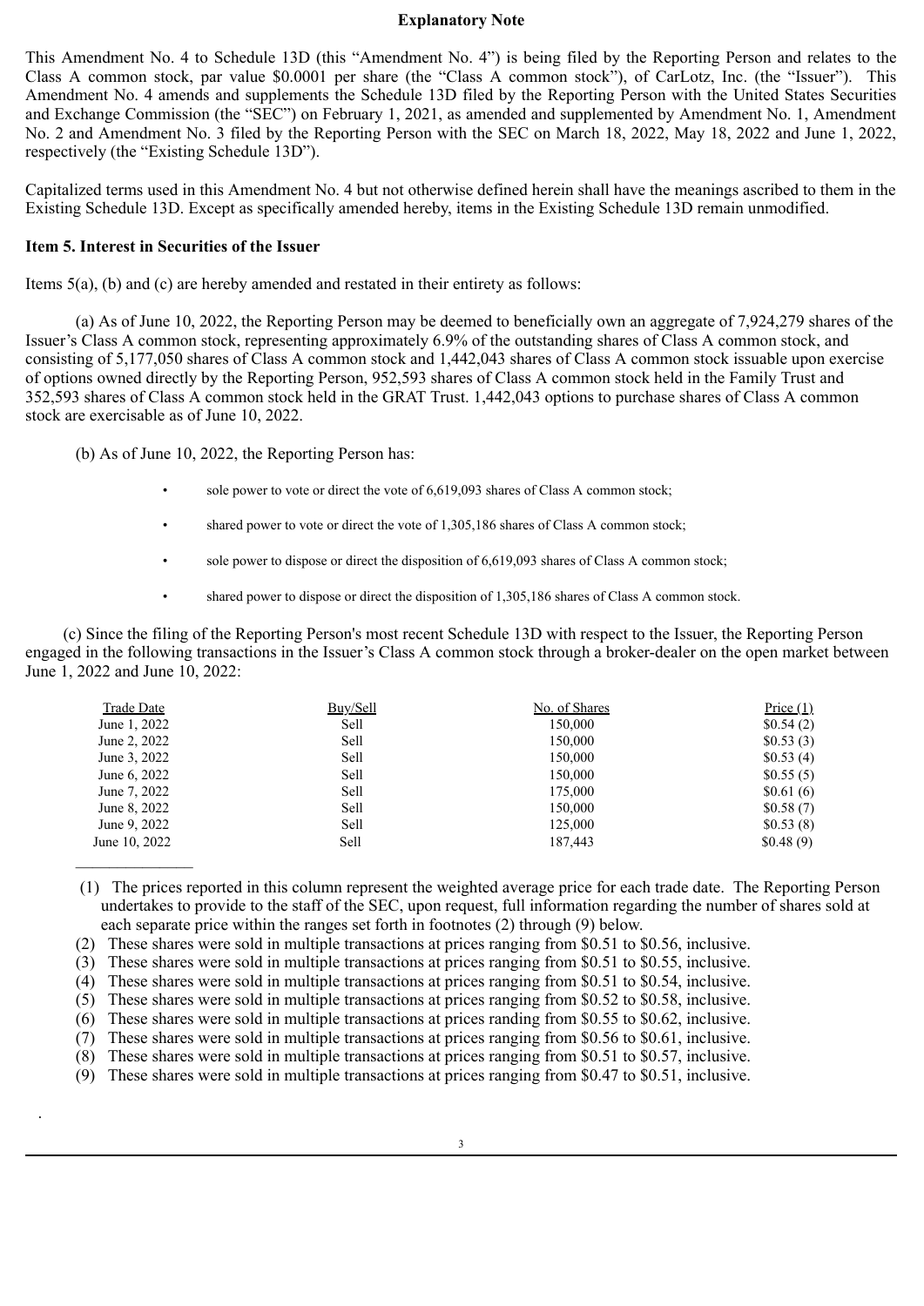**Explanatory Note**

This Amendment No. 4 to Schedule 13D (this "Amendment No. 4") is being filed by the Reporting Person and relates to the Class A common stock, par value $0.0001 per share (the "Class A common stock"), of CarLotz, Inc. (the "Issuer"). This Amendment No. 4 amends and supplements the Schedule 13D filed by the Reporting Person with the United States Securities and Exchange Commission (the "SEC") on February 1, 2021, as amended and supplemented by Amendment No. 1, Amendment No. 2 and Amendment No. 3 filed by the Reporting Person with the SEC on March 18, 2022, May 18, 2022 and June 1, 2022, respectively (the "Existing Schedule 13D").

Capitalized terms used in this Amendment No. 4 but not otherwise defined herein shall have the meanings ascribed to them in the Existing Schedule 13D. Except as specifically amended hereby, items in the Existing Schedule 13D remain unmodified.

**Item 5. Interest in Securities of the Issuer**

Items 5(a), (b) and (c) are hereby amended and restated in their entirety as follows:

(a) As of June 10, 2022, the Reporting Person may be deemed to beneficially own an aggregate of 7,924,279 shares of the Issuer's Class A common stock, representing approximately 6.9% of the outstanding shares of Class A common stock, and consisting of 5,177,050 shares of Class A common stock and 1,442,043 shares of Class A common stock issuable upon exercise of options owned directly by the Reporting Person, 952,593 shares of Class A common stock held in the Family Trust and 352,593 shares of Class A common stock held in the GRAT Trust. 1,442,043 options to purchase shares of Class A common stock are exercisable as of June 10, 2022.

(b) As of June 10, 2022, the Reporting Person has:

- sole power to vote or direct the vote of 6,619,093 shares of Class A common stock;
- shared power to vote or direct the vote of 1,305,186 shares of Class A common stock;
- sole power to dispose or direct the disposition of 6,619,093 shares of Class A common stock;
- shared power to dispose or direct the disposition of 1,305,186 shares of Class A common stock.

(c) Since the filing of the Reporting Person's most recent Schedule 13D with respect to the Issuer, the Reporting Person engaged in the following transactions in the Issuer's Class A common stock through a broker-dealer on the open market between June 1, 2022 and June 10, 2022:

| Trade Date | Buy/Sell | No. of Shares | Price (1) |
|---|---|---|---|
| June 1, 2022 | Sell | 150,000 | $0.54 (2) |
| June 2, 2022 | Sell | 150,000 | $0.53 (3) |
| June 3, 2022 | Sell | 150,000 | $0.53 (4) |
| June 6, 2022 | Sell | 150,000 | $0.55 (5) |
| June 7, 2022 | Sell | 175,000 | $0.61 (6) |
| June 8, 2022 | Sell | 150,000 | $0.58 (7) |
| June 9, 2022 | Sell | 125,000 | $0.53 (8) |
| June 10, 2022 | Sell | 187,443 | $0.48 (9) |

(1) The prices reported in this column represent the weighted average price for each trade date. The Reporting Person undertakes to provide to the staff of the SEC, upon request, full information regarding the number of shares sold at each separate price within the ranges set forth in footnotes (2) through (9) below.

(2) These shares were sold in multiple transactions at prices ranging from $0.51 to $0.56, inclusive.

(3) These shares were sold in multiple transactions at prices ranging from $0.51 to $0.55, inclusive.

(4) These shares were sold in multiple transactions at prices ranging from $0.51 to $0.54, inclusive.

(5) These shares were sold in multiple transactions at prices ranging from $0.52 to $0.58, inclusive.

(6) These shares were sold in multiple transactions at prices randing from $0.55 to $0.62, inclusive.

(7) These shares were sold in multiple transactions at prices ranging from $0.56 to $0.61, inclusive.

(8) These shares were sold in multiple transactions at prices ranging from $0.51 to $0.57, inclusive.

(9) These shares were sold in multiple transactions at prices ranging from $0.47 to $0.51, inclusive.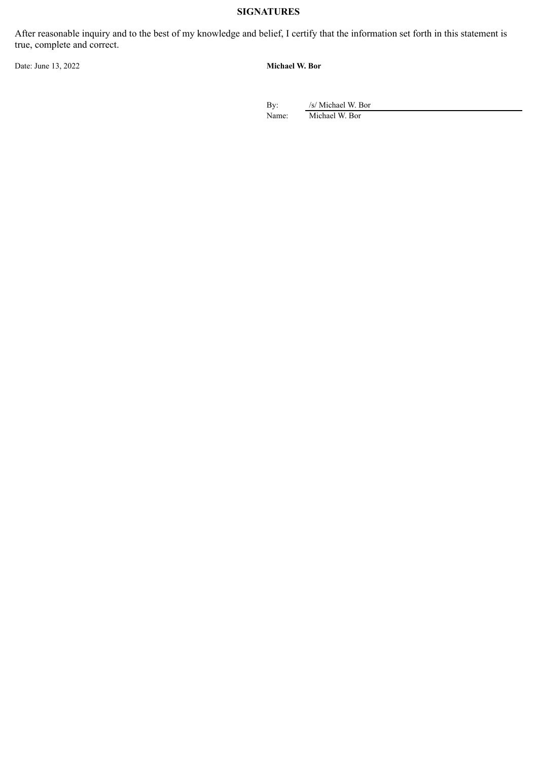**SIGNATURES**

After reasonable inquiry and to the best of my knowledge and belief, I certify that the information set forth in this statement is true, complete and correct.

Date: June 13, 2022

**Michael W. Bor**

| | |
|---|---|
| By: | /s/ Michael W. Bor |
| Name: | Michael W. Bor |